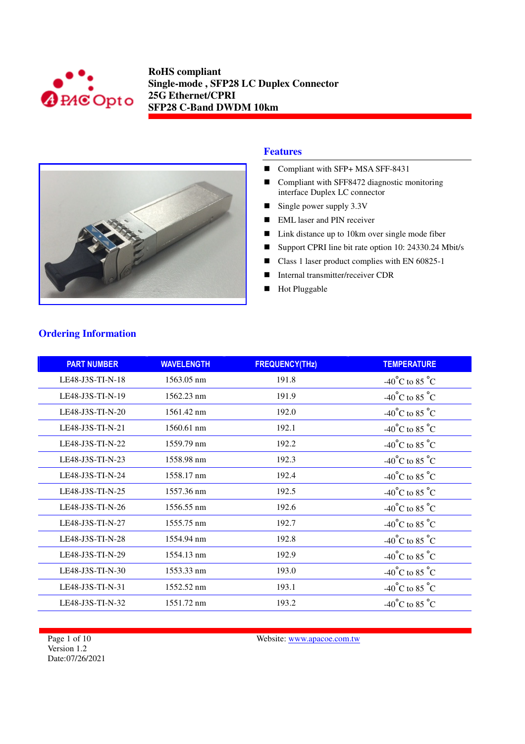**RoHS compliant**
**Single-mode , SFP28 LC Duplex Connector**
**25G Ethernet/CPRI**
**SFP28 C-Band DWDM 10km**

## Features

- Compliant with SFP+ MSA SFF-8431
- Compliant with SFF8472 diagnostic monitoring interface Duplex LC connector
- Single power supply 3.3V
- EML laser and PIN receiver
- Link distance up to 10km over single mode fiber
- Support CPRI line bit rate option 10: 24330.24 Mbit/s
- Class 1 laser product complies with EN 60825-1
- Internal transmitter/receiver CDR
- Hot Pluggable

## Ordering Information

| PART NUMBER | WAVELENGTH | FREQUENCY(THz) | TEMPERATURE |
|---|---|---|---|
| LE48-J3S-TI-N-18 | 1563.05 nm | 191.8 | -40°C to 85 °C |
| LE48-J3S-TI-N-19 | 1562.23 nm | 191.9 | -40°C to 85 °C |
| LE48-J3S-TI-N-20 | 1561.42 nm | 192.0 | -40°C to 85 °C |
| LE48-J3S-TI-N-21 | 1560.61 nm | 192.1 | -40°C to 85 °C |
| LE48-J3S-TI-N-22 | 1559.79 nm | 192.2 | -40°C to 85 °C |
| LE48-J3S-TI-N-23 | 1558.98 nm | 192.3 | -40°C to 85 °C |
| LE48-J3S-TI-N-24 | 1558.17 nm | 192.4 | -40°C to 85 °C |
| LE48-J3S-TI-N-25 | 1557.36 nm | 192.5 | -40°C to 85 °C |
| LE48-J3S-TI-N-26 | 1556.55 nm | 192.6 | -40°C to 85 °C |
| LE48-J3S-TI-N-27 | 1555.75 nm | 192.7 | -40°C to 85 °C |
| LE48-J3S-TI-N-28 | 1554.94 nm | 192.8 | -40°C to 85 °C |
| LE48-J3S-TI-N-29 | 1554.13 nm | 192.9 | -40°C to 85 °C |
| LE48-J3S-TI-N-30 | 1553.33 nm | 193.0 | -40°C to 85 °C |
| LE48-J3S-TI-N-31 | 1552.52 nm | 193.1 | -40°C to 85 °C |
| LE48-J3S-TI-N-32 | 1551.72 nm | 193.2 | -40°C to 85 °C |

Version 1.2
Date:07/26/2021

Website: www.apacoe.com.tw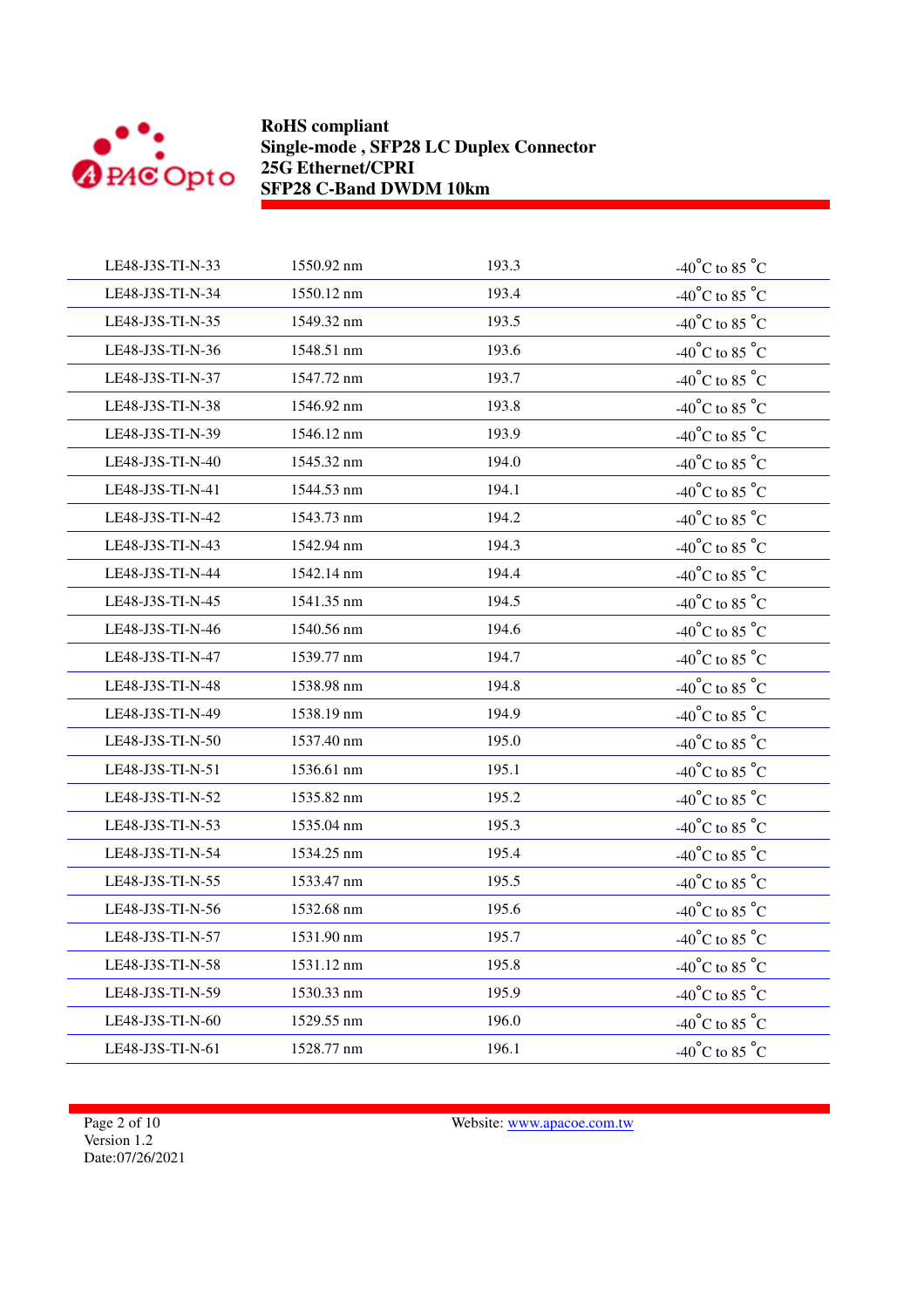| | | | |
|---|---|---|---|
| LE48-J3S-TI-N-33 | 1550.92 nm | 193.3 | -40°C to 85 °C |
| LE48-J3S-TI-N-34 | 1550.12 nm | 193.4 | -40°C to 85 °C |
| LE48-J3S-TI-N-35 | 1549.32 nm | 193.5 | -40°C to 85 °C |
| LE48-J3S-TI-N-36 | 1548.51 nm | 193.6 | -40°C to 85 °C |
| LE48-J3S-TI-N-37 | 1547.72 nm | 193.7 | -40°C to 85 °C |
| LE48-J3S-TI-N-38 | 1546.92 nm | 193.8 | -40°C to 85 °C |
| LE48-J3S-TI-N-39 | 1546.12 nm | 193.9 | -40°C to 85 °C |
| LE48-J3S-TI-N-40 | 1545.32 nm | 194.0 | -40°C to 85 °C |
| LE48-J3S-TI-N-41 | 1544.53 nm | 194.1 | -40°C to 85 °C |
| LE48-J3S-TI-N-42 | 1543.73 nm | 194.2 | -40°C to 85 °C |
| LE48-J3S-TI-N-43 | 1542.94 nm | 194.3 | -40°C to 85 °C |
| LE48-J3S-TI-N-44 | 1542.14 nm | 194.4 | -40°C to 85 °C |
| LE48-J3S-TI-N-45 | 1541.35 nm | 194.5 | -40°C to 85 °C |
| LE48-J3S-TI-N-46 | 1540.56 nm | 194.6 | -40°C to 85 °C |
| LE48-J3S-TI-N-47 | 1539.77 nm | 194.7 | -40°C to 85 °C |
| LE48-J3S-TI-N-48 | 1538.98 nm | 194.8 | -40°C to 85 °C |
| LE48-J3S-TI-N-49 | 1538.19 nm | 194.9 | -40°C to 85 °C |
| LE48-J3S-TI-N-50 | 1537.40 nm | 195.0 | -40°C to 85 °C |
| LE48-J3S-TI-N-51 | 1536.61 nm | 195.1 | -40°C to 85 °C |
| LE48-J3S-TI-N-52 | 1535.82 nm | 195.2 | -40°C to 85 °C |
| LE48-J3S-TI-N-53 | 1535.04 nm | 195.3 | -40°C to 85 °C |
| LE48-J3S-TI-N-54 | 1534.25 nm | 195.4 | -40°C to 85 °C |
| LE48-J3S-TI-N-55 | 1533.47 nm | 195.5 | -40°C to 85 °C |
| LE48-J3S-TI-N-56 | 1532.68 nm | 195.6 | -40°C to 85 °C |
| LE48-J3S-TI-N-57 | 1531.90 nm | 195.7 | -40°C to 85 °C |
| LE48-J3S-TI-N-58 | 1531.12 nm | 195.8 | -40°C to 85 °C |
| LE48-J3S-TI-N-59 | 1530.33 nm | 195.9 | -40°C to 85 °C |
| LE48-J3S-TI-N-60 | 1529.55 nm | 196.0 | -40°C to 85 °C |
| LE48-J3S-TI-N-61 | 1528.77 nm | 196.1 | -40°C to 85 °C |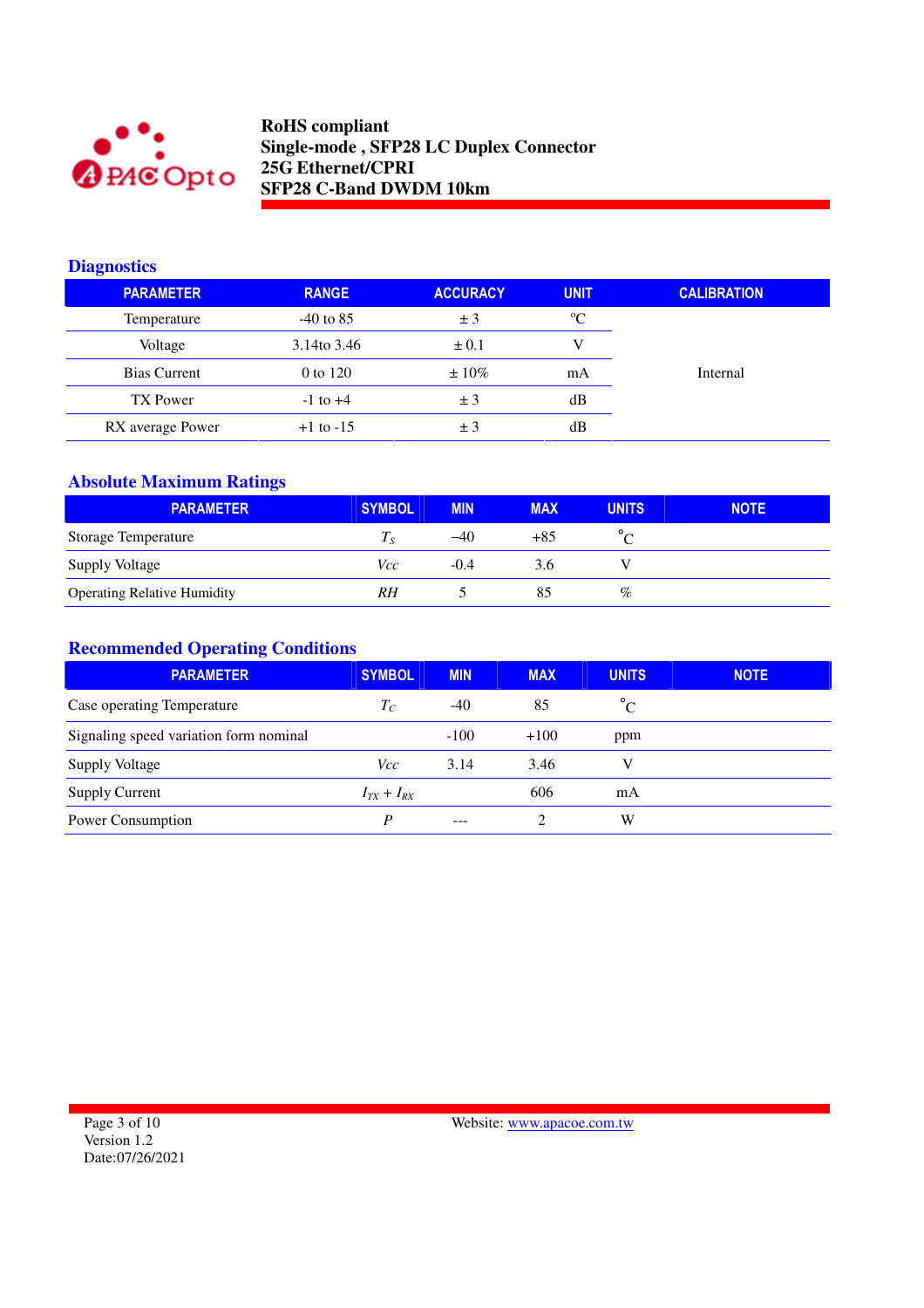## Diagnostics

| PARAMETER | RANGE | ACCURACY | UNIT | CALIBRATION |
|---|---|---|---|---|
| Temperature | -40 to 85 | ± 3 | ºC | Internal |
| Voltage | 3.14to 3.46 | ± 0.1 | V | |
| Bias Current | 0 to 120 | ± 10% | mA | |
| TX Power | -1 to +4 | ± 3 | dB | |
| RX average Power | +1 to -15 | ± 3 | dB | |

## Absolute Maximum Ratings

| PARAMETER | SYMBOL | MIN | MAX | UNITS | NOTE |
|---|---|---|---|---|---|
| Storage Temperature | $T_S$ | –40 | +85 | °C | |
| Supply Voltage | *Vcc* | -0.4 | 3.6 | V | |
| Operating Relative Humidity | *RH* | 5 | 85 | % | |

## Recommended Operating Conditions

| PARAMETER | SYMBOL | MIN | MAX | UNITS | NOTE |
|---|---|---|---|---|---|
| Case operating Temperature | $T_C$ | -40 | 85 | °C | |
| Signaling speed variation form nominal | | -100 | +100 | ppm | |
| Supply Voltage | *Vcc* | 3.14 | 3.46 | V | |
| Supply Current | $I_{TX} + I_{RX}$ | | 606 | mA | |
| Power Consumption | *P* | --- | 2 | W | |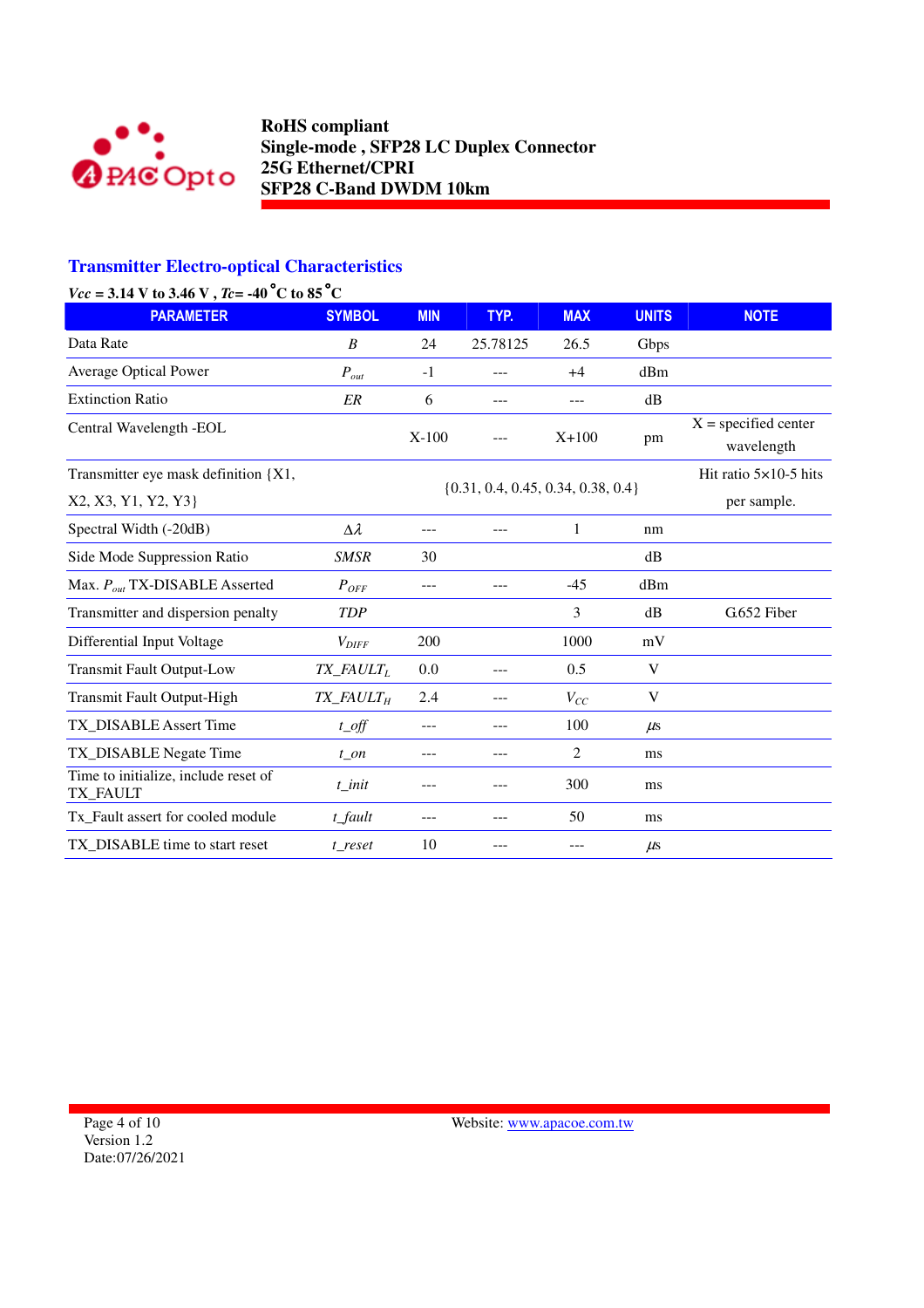## Transmitter Electro-optical Characteristics

*Vcc* = 3.14 V to 3.46 V , *Tc*= -40 °C to 85 °C

| PARAMETER | SYMBOL | MIN | TYP. | MAX | UNITS | NOTE |
|---|---|---|---|---|---|---|
| Data Rate | *B* | 24 | 25.78125 | 26.5 | Gbps | |
| Average Optical Power | $P_{out}$ | -1 | --- | +4 | dBm | |
| Extinction Ratio | *ER* | 6 | --- | --- | dB | |
| Central Wavelength -EOL | | X-100 | --- | X+100 | pm | X = specified center wavelength |
| Transmitter eye mask definition {X1, X2, X3, Y1, Y2, Y3} | | {0.31, 0.4, 0.45, 0.34, 0.38, 0.4} | | | | Hit ratio 5×10-5 hits per sample. |
| Spectral Width (-20dB) | $\Delta\lambda$ | --- | --- | 1 | nm | |
| Side Mode Suppression Ratio | *SMSR* | 30 | | | dB | |
| Max. $P_{out}$ TX-DISABLE Asserted | $P_{OFF}$ | --- | --- | -45 | dBm | |
| Transmitter and dispersion penalty | *TDP* | | | 3 | dB | G.652 Fiber |
| Differential Input Voltage | $V_{DIFF}$ | 200 | | 1000 | mV | |
| Transmit Fault Output-Low | $TX\_FAULT_L$ | 0.0 | --- | 0.5 | V | |
| Transmit Fault Output-High | $TX\_FAULT_H$ | 2.4 | --- | $V_{CC}$ | V | |
| TX_DISABLE Assert Time | *t_off* | --- | --- | 100 | µs | |
| TX_DISABLE Negate Time | *t_on* | --- | --- | 2 | ms | |
| Time to initialize, include reset of TX_FAULT | *t_init* | --- | --- | 300 | ms | |
| Tx_Fault assert for cooled module | *t_fault* | --- | --- | 50 | ms | |
| TX_DISABLE time to start reset | *t_reset* | 10 | --- | --- | µs | |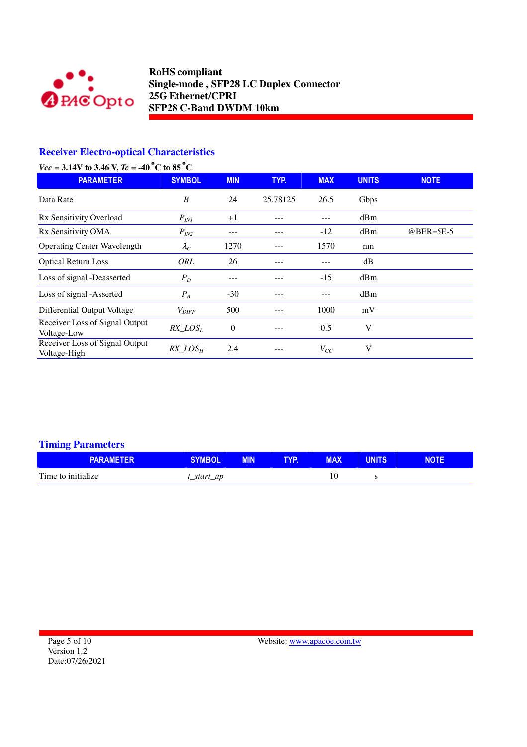## Receiver Electro-optical Characteristics

*Vcc* = 3.14V to 3.46 V, *Tc* = -40°C to 85°C

| PARAMETER | SYMBOL | MIN | TYP. | MAX | UNITS | NOTE |
|---|---|---|---|---|---|---|
| Data Rate | $B$ | 24 | 25.78125 | 26.5 | Gbps | |
| Rx Sensitivity Overload | $P_{IN1}$ | +1 | --- | --- | dBm | |
| Rx Sensitivity OMA | $P_{IN2}$ | --- | --- | -12 | dBm | @BER=5E-5 |
| Operating Center Wavelength | $\lambda_C$ | 1270 | --- | 1570 | nm | |
| Optical Return Loss | $ORL$ | 26 | --- | --- | dB | |
| Loss of signal -Deasserted | $P_D$ | --- | --- | -15 | dBm | |
| Loss of signal -Asserted | $P_A$ | -30 | --- | --- | dBm | |
| Differential Output Voltage | $V_{DIFF}$ | 500 | --- | 1000 | mV | |
| Receiver Loss of Signal Output Voltage-Low | $RX\_LOS_L$ | 0 | --- | 0.5 | V | |
| Receiver Loss of Signal Output Voltage-High | $RX\_LOS_H$ | 2.4 | --- | $V_{CC}$ | V | |

## Timing Parameters

| PARAMETER | SYMBOL | MIN | TYP. | MAX | UNITS | NOTE |
|---|---|---|---|---|---|---|
| Time to initialize | $t\_start\_up$ | | | 10 | s | |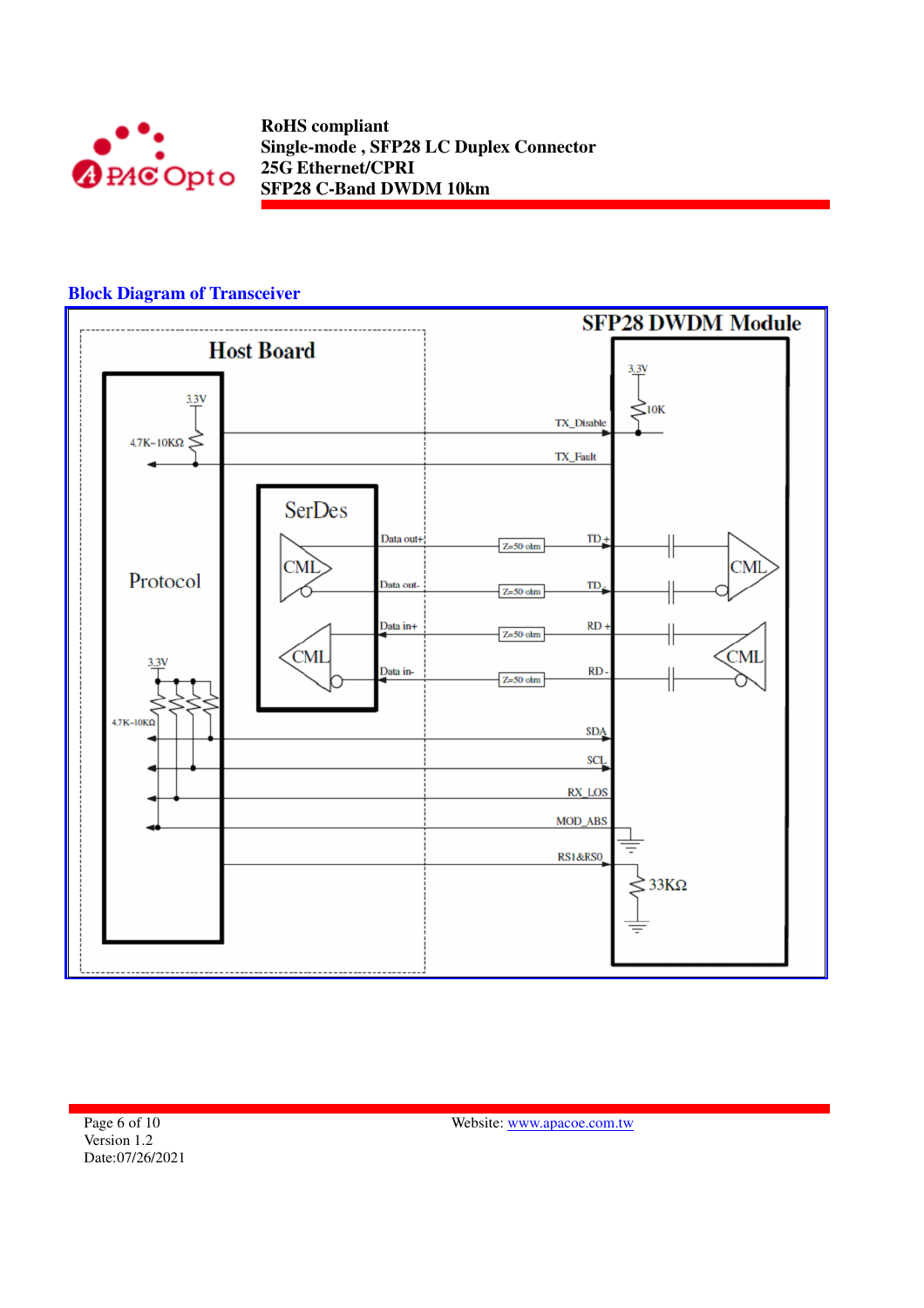## Block Diagram of Transceiver

**SFP28 DWDM Module**

Host Board

3.3V

4.7K~10KΩ

TX_Disable

TX_Fault

3.3V

10K

SerDes

Protocol

CML

CML

Data out+

Data out-

Data in+

Data in-

Z=50 ohm

Z=50 ohm

Z=50 ohm

Z=50 ohm

TD +

TD -

RD +

RD -

CML

CML

3.3V

4.7K~10KΩ

SDA

SCL

RX_LOS

MOD_ABS

RS1&RS0

33KΩ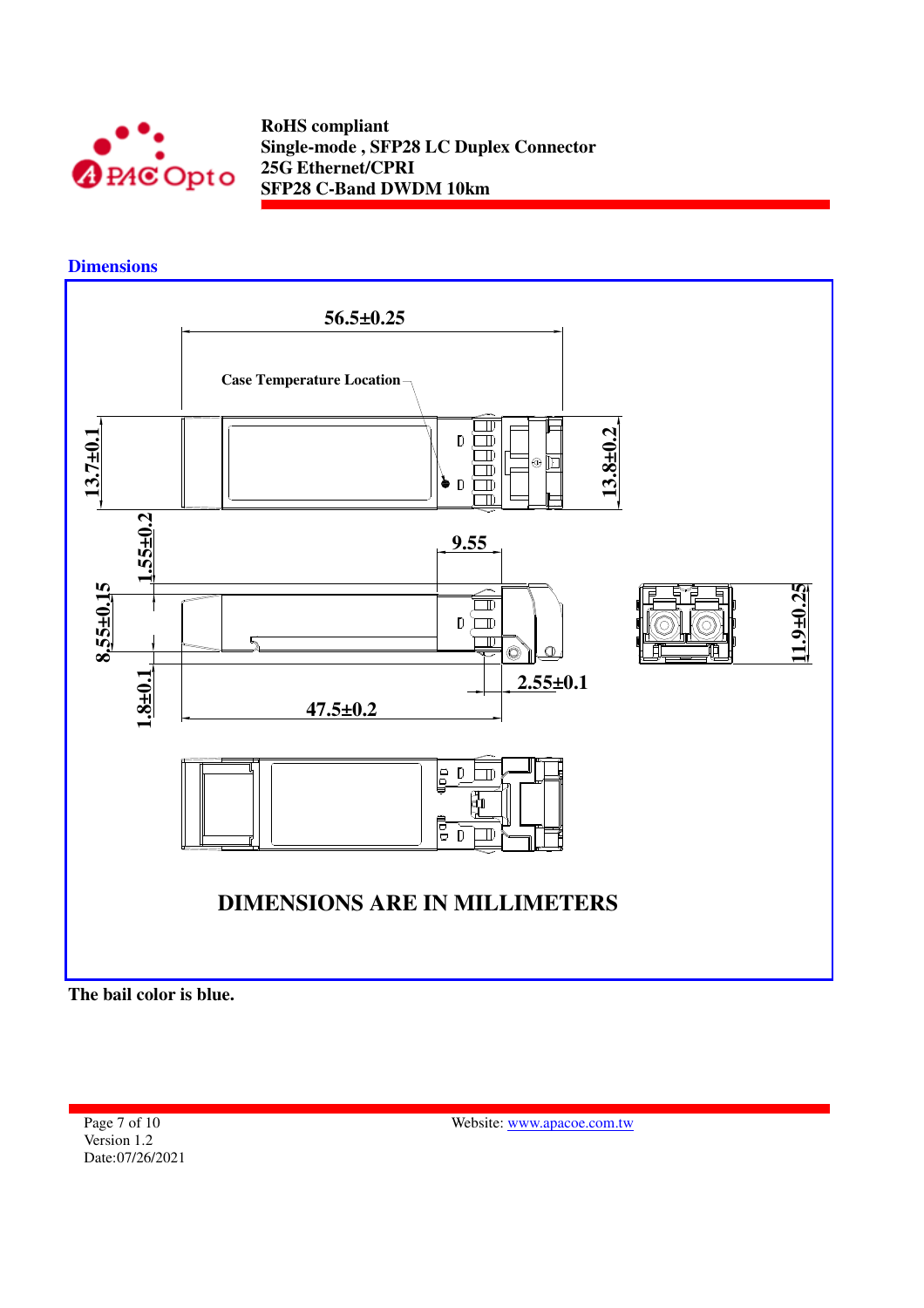## Dimensions

56.5±0.25

Case Temperature Location

13.7±0.1

13.8±0.2

1.55±0.2

9.55

8.55±0.15

11.9±0.25

2.55±0.1

1.8±0.1

47.5±0.2

**DIMENSIONS ARE IN MILLIMETERS**

**The bail color is blue.**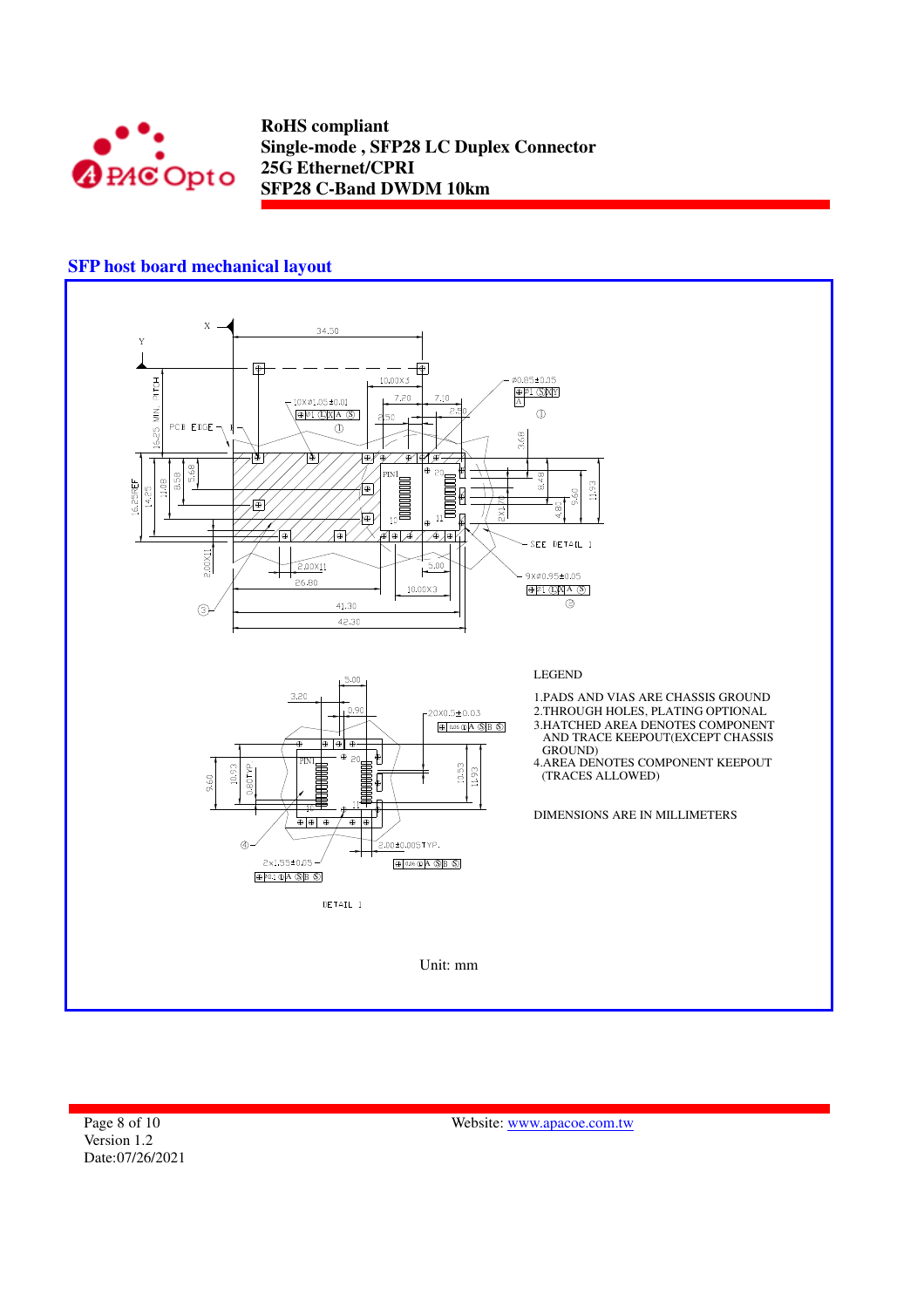## SFP host board mechanical layout

LEGEND

1. PADS AND VIAS ARE CHASSIS GROUND
2. THROUGH HOLES, PLATING OPTIONAL
3. HATCHED AREA DENOTES COMPONENT AND TRACE KEEPOUT(EXCEPT CHASSIS GROUND)
4. AREA DENOTES COMPONENT KEEPOUT (TRACES ALLOWED)

DIMENSIONS ARE IN MILLIMETERS

DETAIL 1

Unit: mm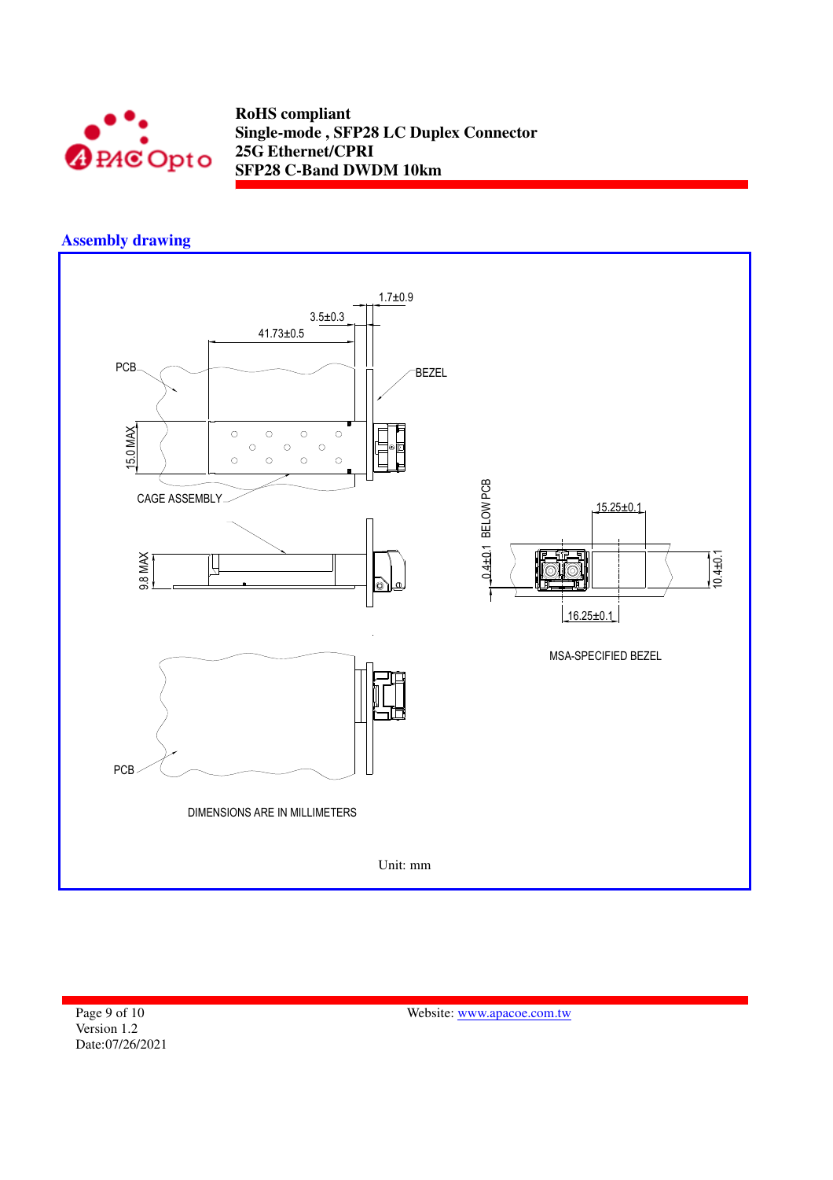## Assembly drawing

PCB

BEZEL

1.7±0.9

3.5±0.3

41.73±0.5

15.0 MAX

CAGE ASSEMBLY

9.8 MAX

0.4±0.1 BELOW PCB

15.25±0.1

10.4±0.1

16.25±0.1

MSA-SPECIFIED BEZEL

PCB

DIMENSIONS ARE IN MILLIMETERS

Unit: mm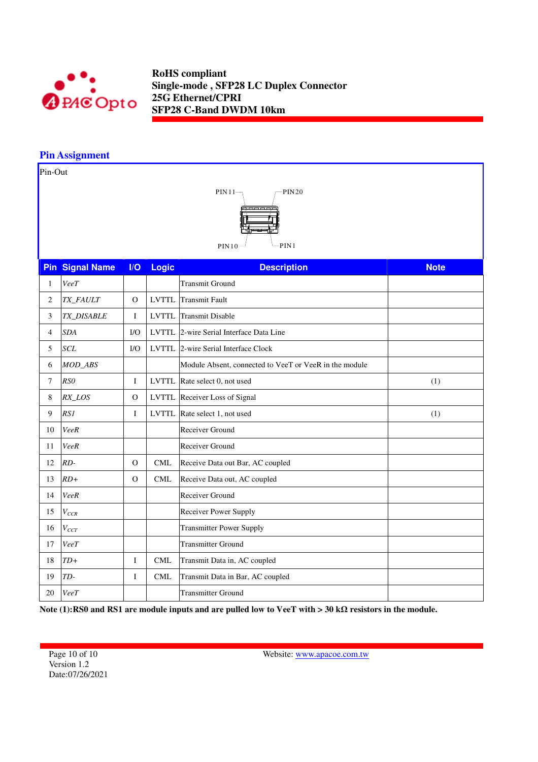## Pin Assignment

Pin-Out

PIN11 PIN20

PIN10 PIN1

| Pin | Signal Name | I/O | Logic | Description | Note |
|---|---|---|---|---|---|
| 1 | *VeeT* | | | Transmit Ground | |
| 2 | *TX_FAULT* | O | LVTTL | Transmit Fault | |
| 3 | *TX_DISABLE* | I | LVTTL | Transmit Disable | |
| 4 | *SDA* | I/O | LVTTL | 2-wire Serial Interface Data Line | |
| 5 | *SCL* | I/O | LVTTL | 2-wire Serial Interface Clock | |
| 6 | *MOD_ABS* | | | Module Absent, connected to VeeT or VeeR in the module | |
| 7 | *RS0* | I | LVTTL | Rate select 0, not used | (1) |
| 8 | *RX_LOS* | O | LVTTL | Receiver Loss of Signal | |
| 9 | *RS1* | I | LVTTL | Rate select 1, not used | (1) |
| 10 | *VeeR* | | | Receiver Ground | |
| 11 | *VeeR* | | | Receiver Ground | |
| 12 | *RD-* | O | CML | Receive Data out Bar, AC coupled | |
| 13 | *RD+* | O | CML | Receive Data out, AC coupled | |
| 14 | *VeeR* | | | Receiver Ground | |
| 15 | $V_{CCR}$ | | | Receiver Power Supply | |
| 16 | $V_{CCT}$ | | | Transmitter Power Supply | |
| 17 | *VeeT* | | | Transmitter Ground | |
| 18 | *TD+* | I | CML | Transmit Data in, AC coupled | |
| 19 | *TD-* | I | CML | Transmit Data in Bar, AC coupled | |
| 20 | *VeeT* | | | Transmitter Ground | |

**Note (1):RS0 and RS1 are module inputs and are pulled low to VeeT with > 30 kΩ resistors in the module.**

Version 1.2
Date:07/26/2021

Website: www.apacoe.com.tw